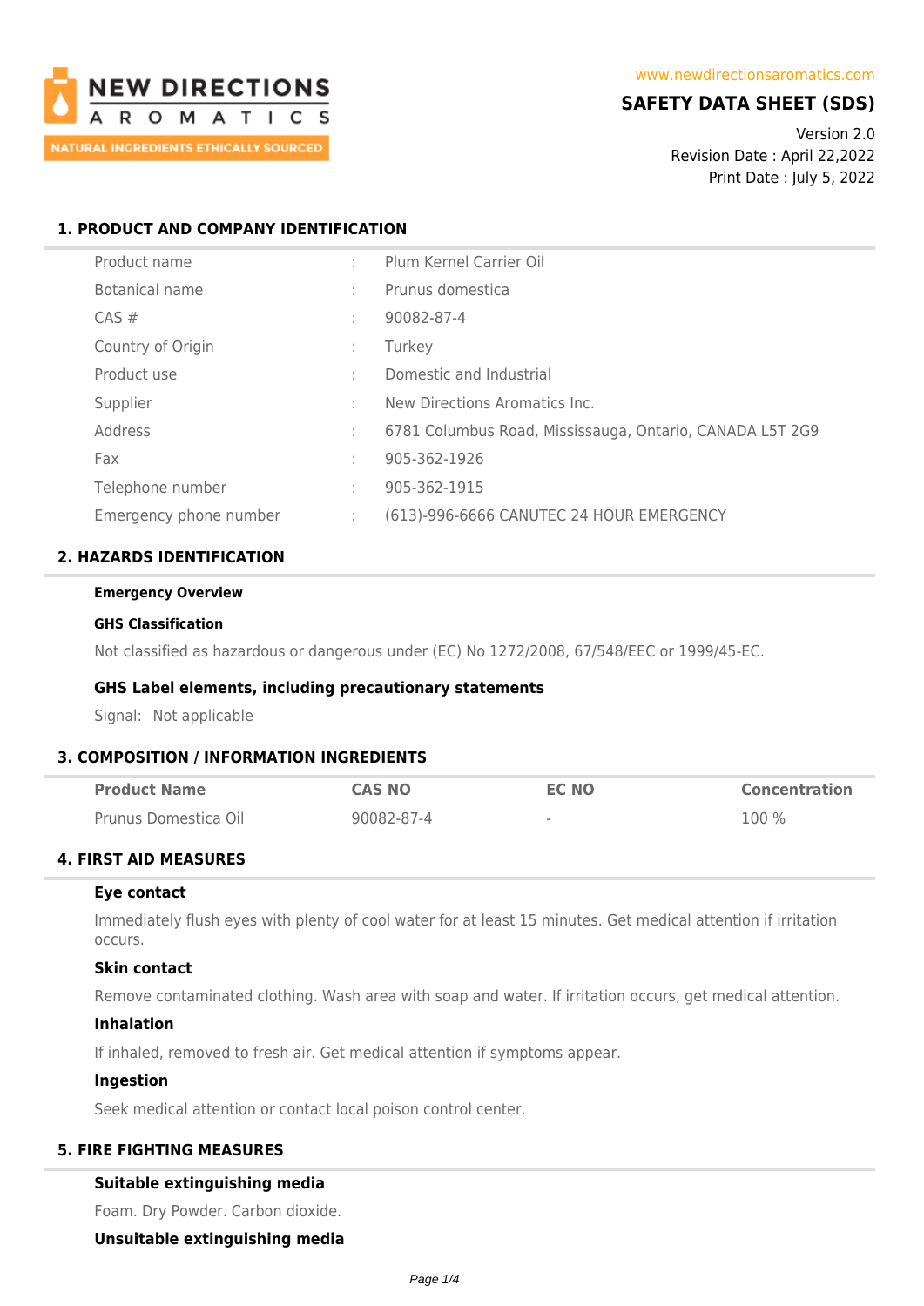NEW DIRECTIONS AROMATICS

NATURAL INGREDIENTS ETHICALLY SOURCED

www.newdirectionsaromatics.com

# SAFETY DATA SHEET (SDS)

Version 2.0
Revision Date : April 22,2022
Print Date : July 5, 2022

## 1. PRODUCT AND COMPANY IDENTIFICATION

| | | |
|---|---|---|
| Product name | : | Plum Kernel Carrier Oil |
| Botanical name | : | Prunus domestica |
| CAS # | : | 90082-87-4 |
| Country of Origin | : | Turkey |
| Product use | : | Domestic and Industrial |
| Supplier | : | New Directions Aromatics Inc. |
| Address | : | 6781 Columbus Road, Mississauga, Ontario, CANADA L5T 2G9 |
| Fax | : | 905-362-1926 |
| Telephone number | : | 905-362-1915 |
| Emergency phone number | : | (613)-996-6666 CANUTEC 24 HOUR EMERGENCY |

## 2. HAZARDS IDENTIFICATION

**Emergency Overview**

**GHS Classification**

Not classified as hazardous or dangerous under (EC) No 1272/2008, 67/548/EEC or 1999/45-EC.

### GHS Label elements, including precautionary statements

Signal: Not applicable

## 3. COMPOSITION / INFORMATION INGREDIENTS

| Product Name | CAS NO | EC NO | Concentration |
|---|---|---|---|
| Prunus Domestica Oil | 90082-87-4 | - | 100 % |

## 4. FIRST AID MEASURES

### Eye contact

Immediately flush eyes with plenty of cool water for at least 15 minutes. Get medical attention if irritation occurs.

### Skin contact

Remove contaminated clothing. Wash area with soap and water. If irritation occurs, get medical attention.

### Inhalation

If inhaled, removed to fresh air. Get medical attention if symptoms appear.

### Ingestion

Seek medical attention or contact local poison control center.

## 5. FIRE FIGHTING MEASURES

### Suitable extinguishing media

Foam. Dry Powder. Carbon dioxide.

### Unsuitable extinguishing media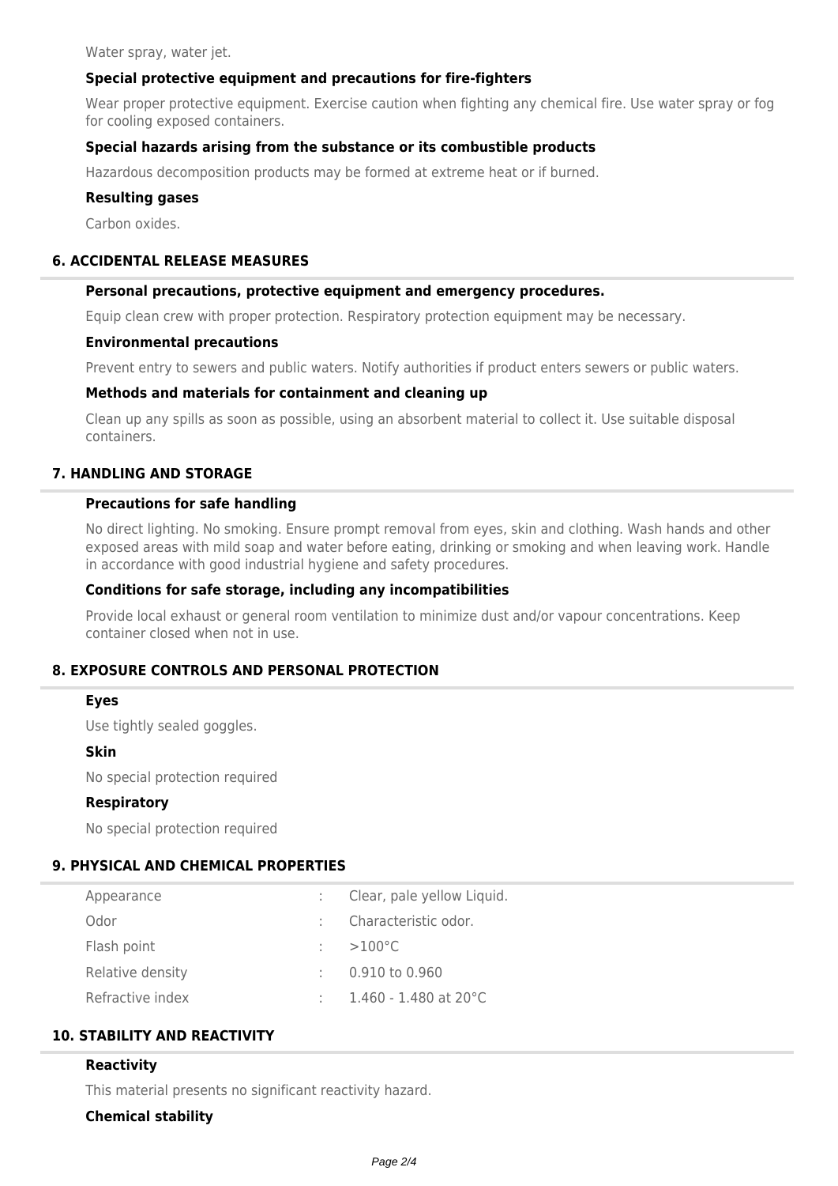Water spray, water jet.

### Special protective equipment and precautions for fire-fighters

Wear proper protective equipment. Exercise caution when fighting any chemical fire. Use water spray or fog for cooling exposed containers.

### Special hazards arising from the substance or its combustible products

Hazardous decomposition products may be formed at extreme heat or if burned.

### Resulting gases

Carbon oxides.

## 6. ACCIDENTAL RELEASE MEASURES

### Personal precautions, protective equipment and emergency procedures.

Equip clean crew with proper protection. Respiratory protection equipment may be necessary.

### Environmental precautions

Prevent entry to sewers and public waters. Notify authorities if product enters sewers or public waters.

### Methods and materials for containment and cleaning up

Clean up any spills as soon as possible, using an absorbent material to collect it. Use suitable disposal containers.

## 7. HANDLING AND STORAGE

### Precautions for safe handling

No direct lighting. No smoking. Ensure prompt removal from eyes, skin and clothing. Wash hands and other exposed areas with mild soap and water before eating, drinking or smoking and when leaving work. Handle in accordance with good industrial hygiene and safety procedures.

### Conditions for safe storage, including any incompatibilities

Provide local exhaust or general room ventilation to minimize dust and/or vapour concentrations. Keep container closed when not in use.

## 8. EXPOSURE CONTROLS AND PERSONAL PROTECTION

### Eyes

Use tightly sealed goggles.

### Skin

No special protection required

### Respiratory

No special protection required

## 9. PHYSICAL AND CHEMICAL PROPERTIES

| | | |
|---|---|---|
| Appearance | : | Clear, pale yellow Liquid. |
| Odor | : | Characteristic odor. |
| Flash point | : | >100°C |
| Relative density | : | 0.910 to 0.960 |
| Refractive index | : | 1.460 - 1.480 at 20°C |

## 10. STABILITY AND REACTIVITY

### Reactivity

This material presents no significant reactivity hazard.

### Chemical stability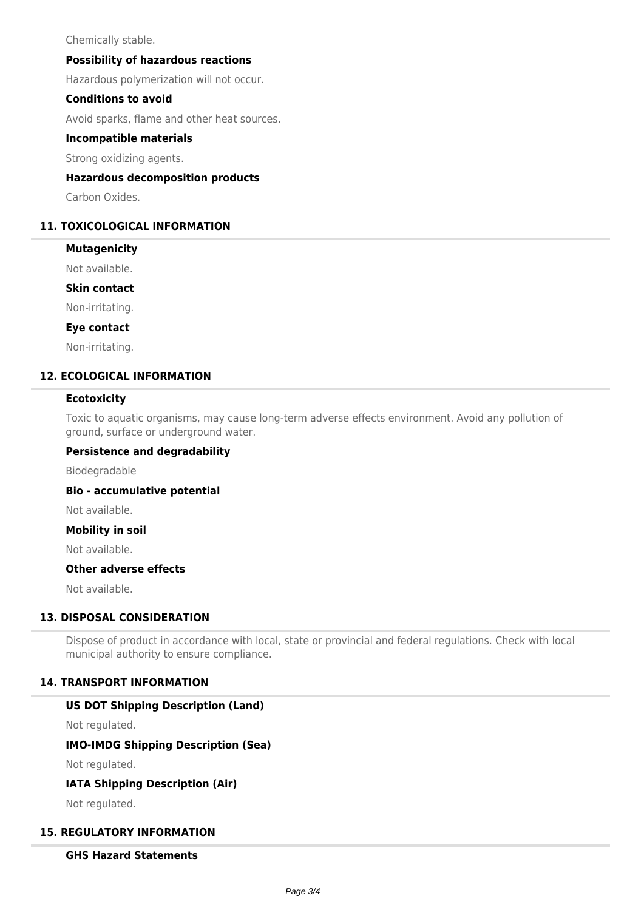Chemically stable.

**Possibility of hazardous reactions**

Hazardous polymerization will not occur.

**Conditions to avoid**

Avoid sparks, flame and other heat sources.

**Incompatible materials**

Strong oxidizing agents.

**Hazardous decomposition products**

Carbon Oxides.

## 11. TOXICOLOGICAL INFORMATION

**Mutagenicity**

Not available.

**Skin contact**

Non-irritating.

**Eye contact**

Non-irritating.

## 12. ECOLOGICAL INFORMATION

**Ecotoxicity**

Toxic to aquatic organisms, may cause long-term adverse effects environment. Avoid any pollution of ground, surface or underground water.

**Persistence and degradability**

Biodegradable

**Bio - accumulative potential**

Not available.

**Mobility in soil**

Not available.

**Other adverse effects**

Not available.

## 13. DISPOSAL CONSIDERATION

Dispose of product in accordance with local, state or provincial and federal regulations. Check with local municipal authority to ensure compliance.

## 14. TRANSPORT INFORMATION

**US DOT Shipping Description (Land)**

Not regulated.

**IMO-IMDG Shipping Description (Sea)**

Not regulated.

**IATA Shipping Description (Air)**

Not regulated.

## 15. REGULATORY INFORMATION

**GHS Hazard Statements**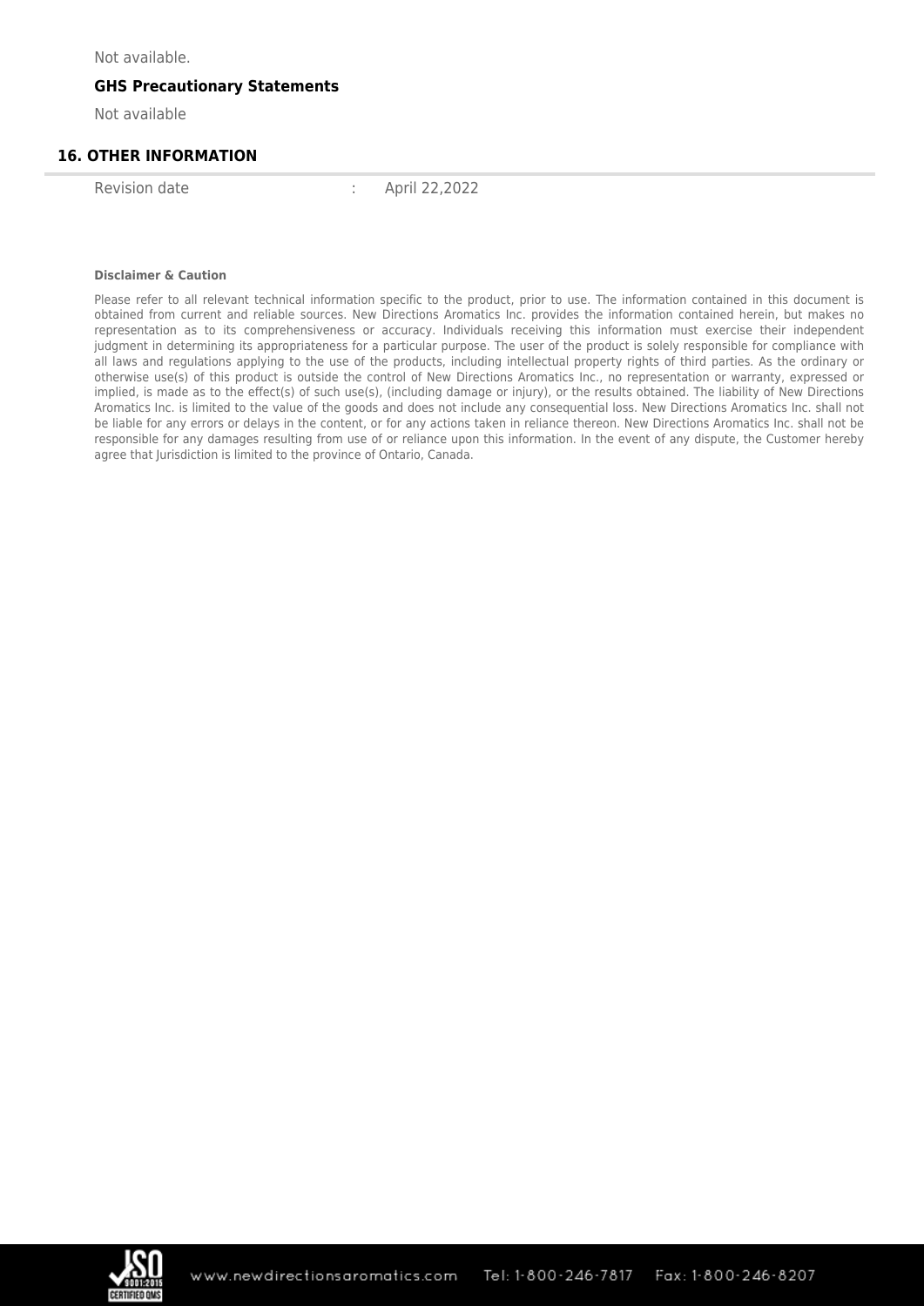Not available.

**GHS Precautionary Statements**

Not available

## 16. OTHER INFORMATION

Revision date : April 22,2022

**Disclaimer & Caution**

Please refer to all relevant technical information specific to the product, prior to use. The information contained in this document is obtained from current and reliable sources. New Directions Aromatics Inc. provides the information contained herein, but makes no representation as to its comprehensiveness or accuracy. Individuals receiving this information must exercise their independent judgment in determining its appropriateness for a particular purpose. The user of the product is solely responsible for compliance with all laws and regulations applying to the use of the products, including intellectual property rights of third parties. As the ordinary or otherwise use(s) of this product is outside the control of New Directions Aromatics Inc., no representation or warranty, expressed or implied, is made as to the effect(s) of such use(s), (including damage or injury), or the results obtained. The liability of New Directions Aromatics Inc. is limited to the value of the goods and does not include any consequential loss. New Directions Aromatics Inc. shall not be liable for any errors or delays in the content, or for any actions taken in reliance thereon. New Directions Aromatics Inc. shall not be responsible for any damages resulting from use of or reliance upon this information. In the event of any dispute, the Customer hereby agree that Jurisdiction is limited to the province of Ontario, Canada.